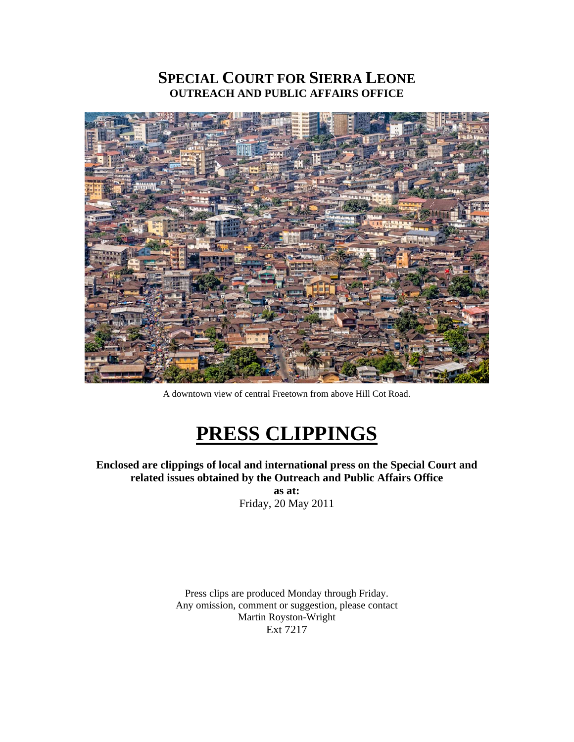# SPECIAL COURT FOR SIERRA LEONE
## OUTREACH AND PUBLIC AFFAIRS OFFICE

A downtown view of central Freetown from above Hill Cot Road.

# PRESS CLIPPINGS

**Enclosed are clippings of local and international press on the Special Court and related issues obtained by the Outreach and Public Affairs Office**
**as at:**
Friday, 20 May 2011

Press clips are produced Monday through Friday.
Any omission, comment or suggestion, please contact
Martin Royston-Wright
Ext 7217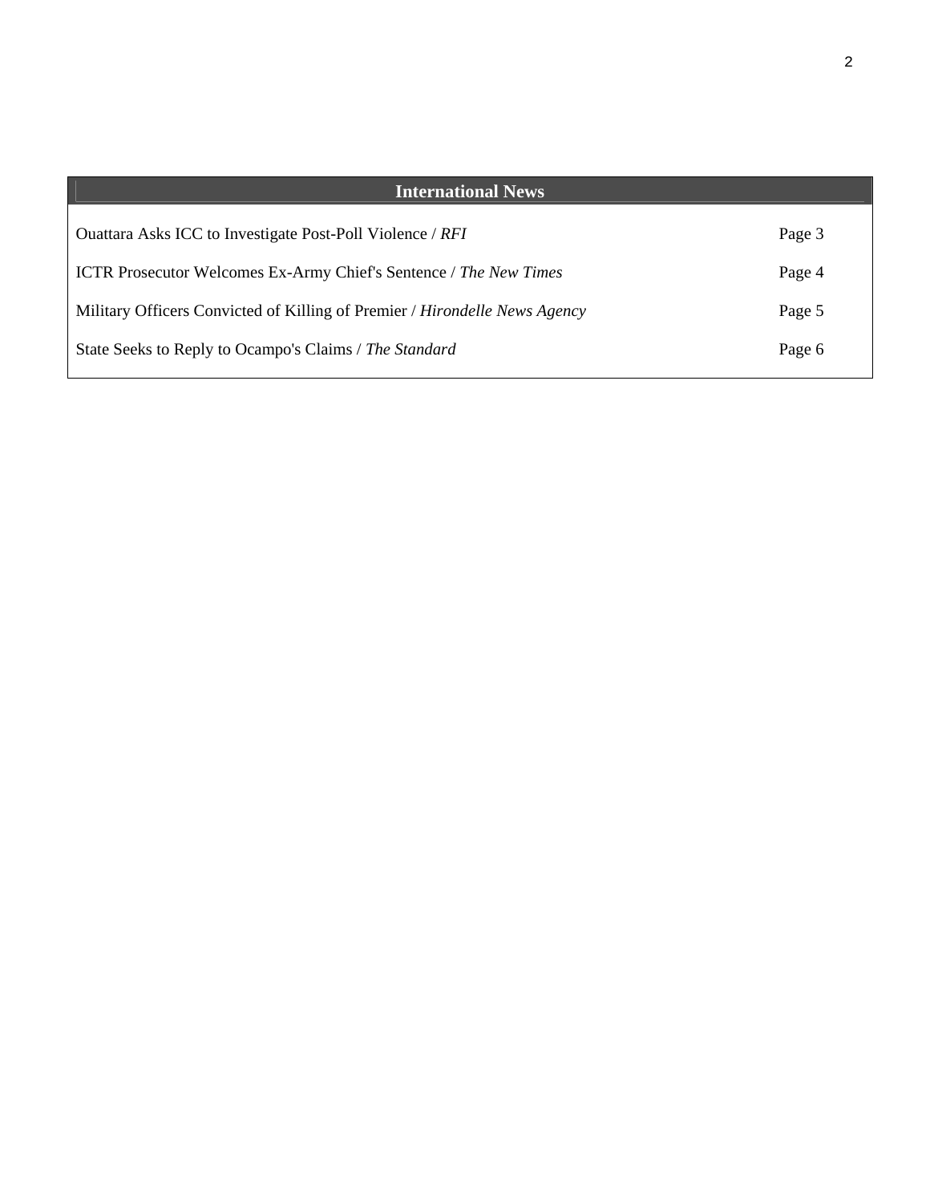| International News | |
|---|---|
| Ouattara Asks ICC to Investigate Post-Poll Violence / *RFI* | Page 3 |
| ICTR Prosecutor Welcomes Ex-Army Chief's Sentence / *The New Times* | Page 4 |
| Military Officers Convicted of Killing of Premier / *Hirondelle News Agency* | Page 5 |
| State Seeks to Reply to Ocampo's Claims / *The Standard* | Page 6 |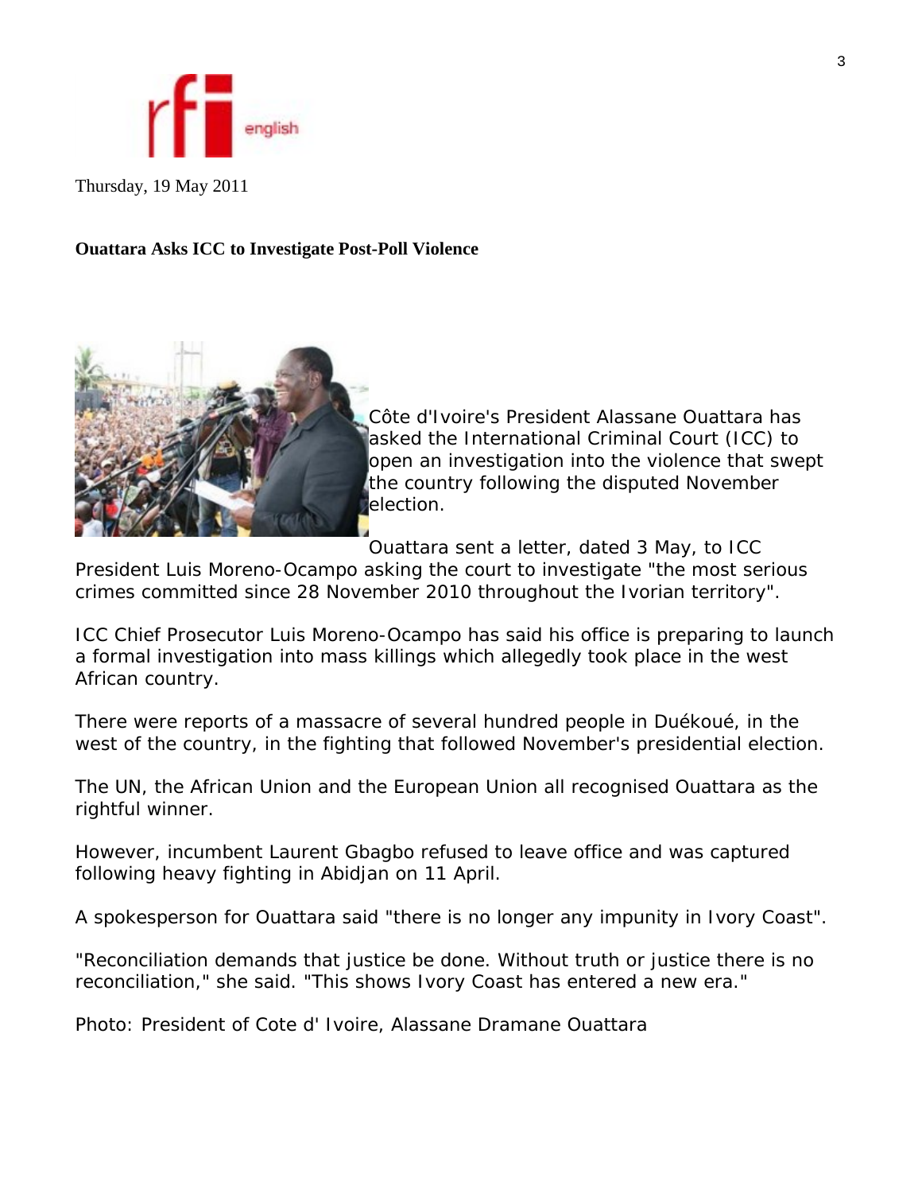rfi english

Thursday, 19 May 2011

**Ouattara Asks ICC to Investigate Post-Poll Violence**

Côte d'Ivoire's President Alassane Ouattara has asked the International Criminal Court (ICC) to open an investigation into the violence that swept the country following the disputed November election.

Ouattara sent a letter, dated 3 May, to ICC President Luis Moreno-Ocampo asking the court to investigate "the most serious crimes committed since 28 November 2010 throughout the Ivorian territory".

ICC Chief Prosecutor Luis Moreno-Ocampo has said his office is preparing to launch a formal investigation into mass killings which allegedly took place in the west African country.

There were reports of a massacre of several hundred people in Duékoué, in the west of the country, in the fighting that followed November's presidential election.

The UN, the African Union and the European Union all recognised Ouattara as the rightful winner.

However, incumbent Laurent Gbagbo refused to leave office and was captured following heavy fighting in Abidjan on 11 April.

A spokesperson for Ouattara said "there is no longer any impunity in Ivory Coast".

"Reconciliation demands that justice be done. Without truth or justice there is no reconciliation," she said. "This shows Ivory Coast has entered a new era."

Photo: President of Cote d' Ivoire, Alassane Dramane Ouattara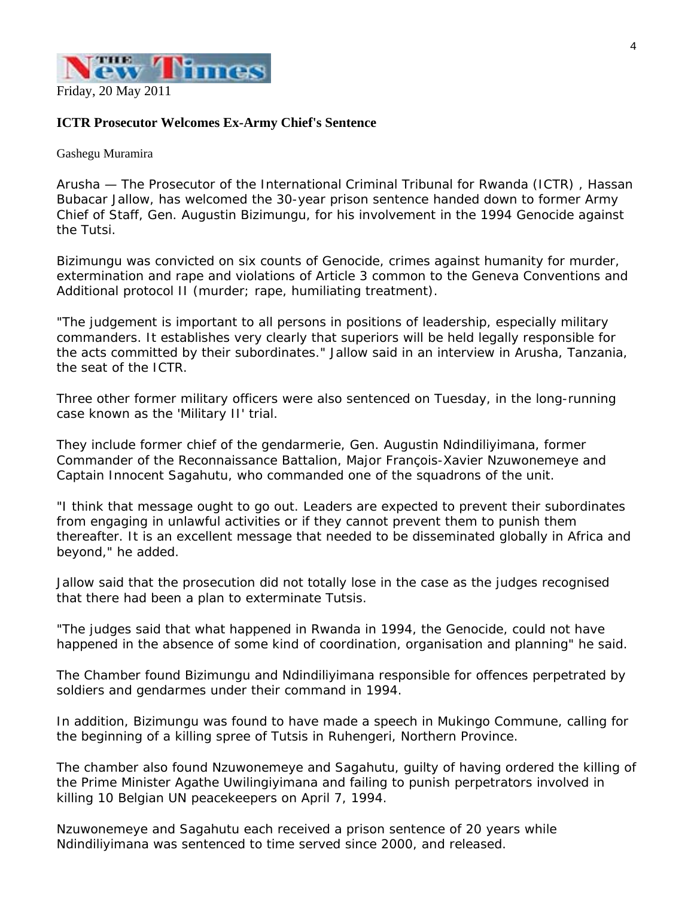**The New Times**

Friday, 20 May 2011

## ICTR Prosecutor Welcomes Ex-Army Chief's Sentence

Gashegu Muramira

Arusha — The Prosecutor of the International Criminal Tribunal for Rwanda (ICTR) , Hassan Bubacar Jallow, has welcomed the 30-year prison sentence handed down to former Army Chief of Staff, Gen. Augustin Bizimungu, for his involvement in the 1994 Genocide against the Tutsi.

Bizimungu was convicted on six counts of Genocide, crimes against humanity for murder, extermination and rape and violations of Article 3 common to the Geneva Conventions and Additional protocol II (murder; rape, humiliating treatment).

"The judgement is important to all persons in positions of leadership, especially military commanders. It establishes very clearly that superiors will be held legally responsible for the acts committed by their subordinates." Jallow said in an interview in Arusha, Tanzania, the seat of the ICTR.

Three other former military officers were also sentenced on Tuesday, in the long-running case known as the 'Military II' trial.

They include former chief of the gendarmerie, Gen. Augustin Ndindiliyimana, former Commander of the Reconnaissance Battalion, Major François-Xavier Nzuwonemeye and Captain Innocent Sagahutu, who commanded one of the squadrons of the unit.

"I think that message ought to go out. Leaders are expected to prevent their subordinates from engaging in unlawful activities or if they cannot prevent them to punish them thereafter. It is an excellent message that needed to be disseminated globally in Africa and beyond," he added.

Jallow said that the prosecution did not totally lose in the case as the judges recognised that there had been a plan to exterminate Tutsis.

"The judges said that what happened in Rwanda in 1994, the Genocide, could not have happened in the absence of some kind of coordination, organisation and planning" he said.

The Chamber found Bizimungu and Ndindiliyimana responsible for offences perpetrated by soldiers and gendarmes under their command in 1994.

In addition, Bizimungu was found to have made a speech in Mukingo Commune, calling for the beginning of a killing spree of Tutsis in Ruhengeri, Northern Province.

The chamber also found Nzuwonemeye and Sagahutu, guilty of having ordered the killing of the Prime Minister Agathe Uwilingiyimana and failing to punish perpetrators involved in killing 10 Belgian UN peacekeepers on April 7, 1994.

Nzuwonemeye and Sagahutu each received a prison sentence of 20 years while Ndindiliyimana was sentenced to time served since 2000, and released.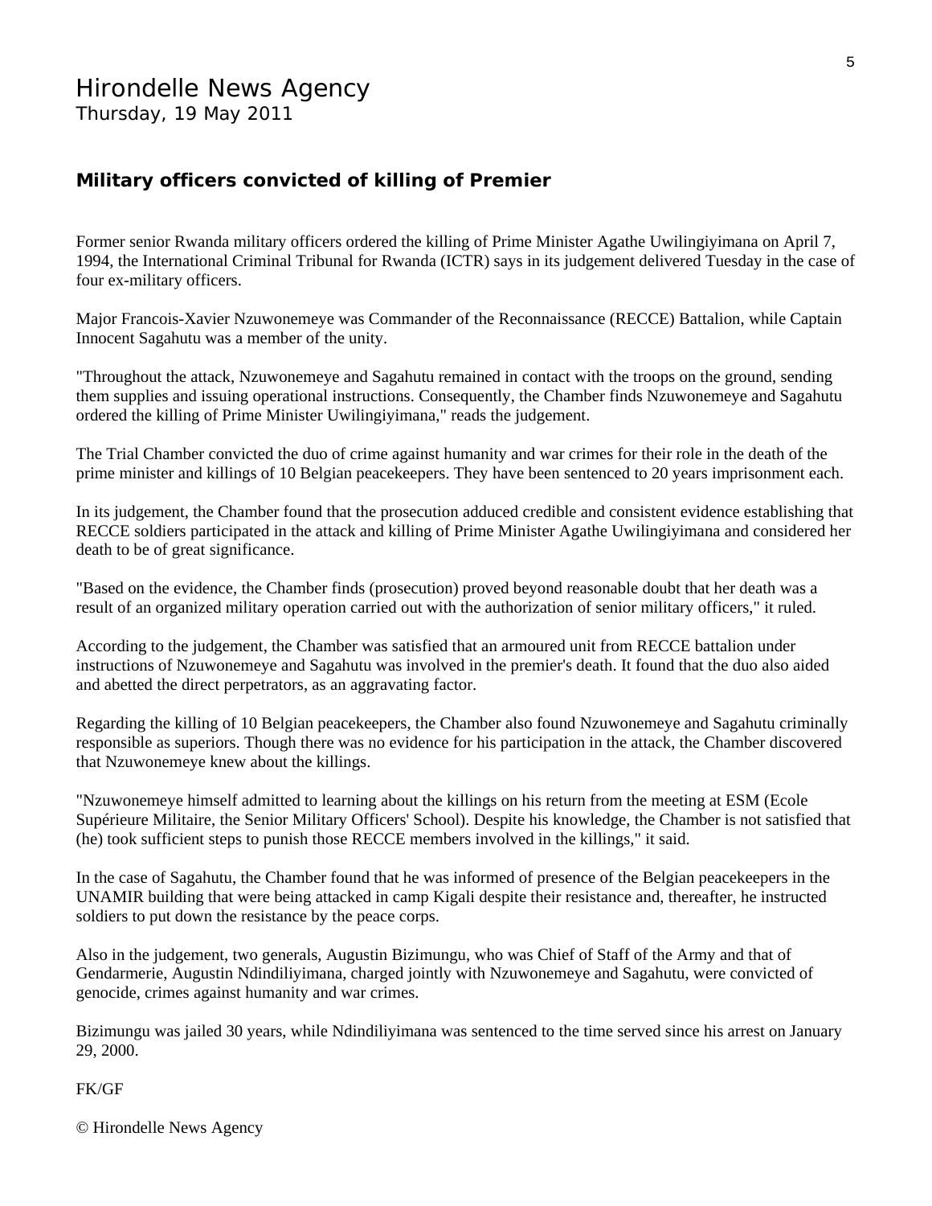# Hirondelle News Agency

Thursday, 19 May 2011

## Military officers convicted of killing of Premier

Former senior Rwanda military officers ordered the killing of Prime Minister Agathe Uwilingiyimana on April 7, 1994, the International Criminal Tribunal for Rwanda (ICTR) says in its judgement delivered Tuesday in the case of four ex-military officers.

Major Francois-Xavier Nzuwonemeye was Commander of the Reconnaissance (RECCE) Battalion, while Captain Innocent Sagahutu was a member of the unity.

"Throughout the attack, Nzuwonemeye and Sagahutu remained in contact with the troops on the ground, sending them supplies and issuing operational instructions. Consequently, the Chamber finds Nzuwonemeye and Sagahutu ordered the killing of Prime Minister Uwilingiyimana," reads the judgement.

The Trial Chamber convicted the duo of crime against humanity and war crimes for their role in the death of the prime minister and killings of 10 Belgian peacekeepers. They have been sentenced to 20 years imprisonment each.

In its judgement, the Chamber found that the prosecution adduced credible and consistent evidence establishing that RECCE soldiers participated in the attack and killing of Prime Minister Agathe Uwilingiyimana and considered her death to be of great significance.

"Based on the evidence, the Chamber finds (prosecution) proved beyond reasonable doubt that her death was a result of an organized military operation carried out with the authorization of senior military officers," it ruled.

According to the judgement, the Chamber was satisfied that an armoured unit from RECCE battalion under instructions of Nzuwonemeye and Sagahutu was involved in the premier's death. It found that the duo also aided and abetted the direct perpetrators, as an aggravating factor.

Regarding the killing of 10 Belgian peacekeepers, the Chamber also found Nzuwonemeye and Sagahutu criminally responsible as superiors. Though there was no evidence for his participation in the attack, the Chamber discovered that Nzuwonemeye knew about the killings.

"Nzuwonemeye himself admitted to learning about the killings on his return from the meeting at ESM (Ecole Supérieure Militaire, the Senior Military Officers' School). Despite his knowledge, the Chamber is not satisfied that (he) took sufficient steps to punish those RECCE members involved in the killings," it said.

In the case of Sagahutu, the Chamber found that he was informed of presence of the Belgian peacekeepers in the UNAMIR building that were being attacked in camp Kigali despite their resistance and, thereafter, he instructed soldiers to put down the resistance by the peace corps.

Also in the judgement, two generals, Augustin Bizimungu, who was Chief of Staff of the Army and that of Gendarmerie, Augustin Ndindiliyimana, charged jointly with Nzuwonemeye and Sagahutu, were convicted of genocide, crimes against humanity and war crimes.

Bizimungu was jailed 30 years, while Ndindiliyimana was sentenced to the time served since his arrest on January 29, 2000.

FK/GF

© Hirondelle News Agency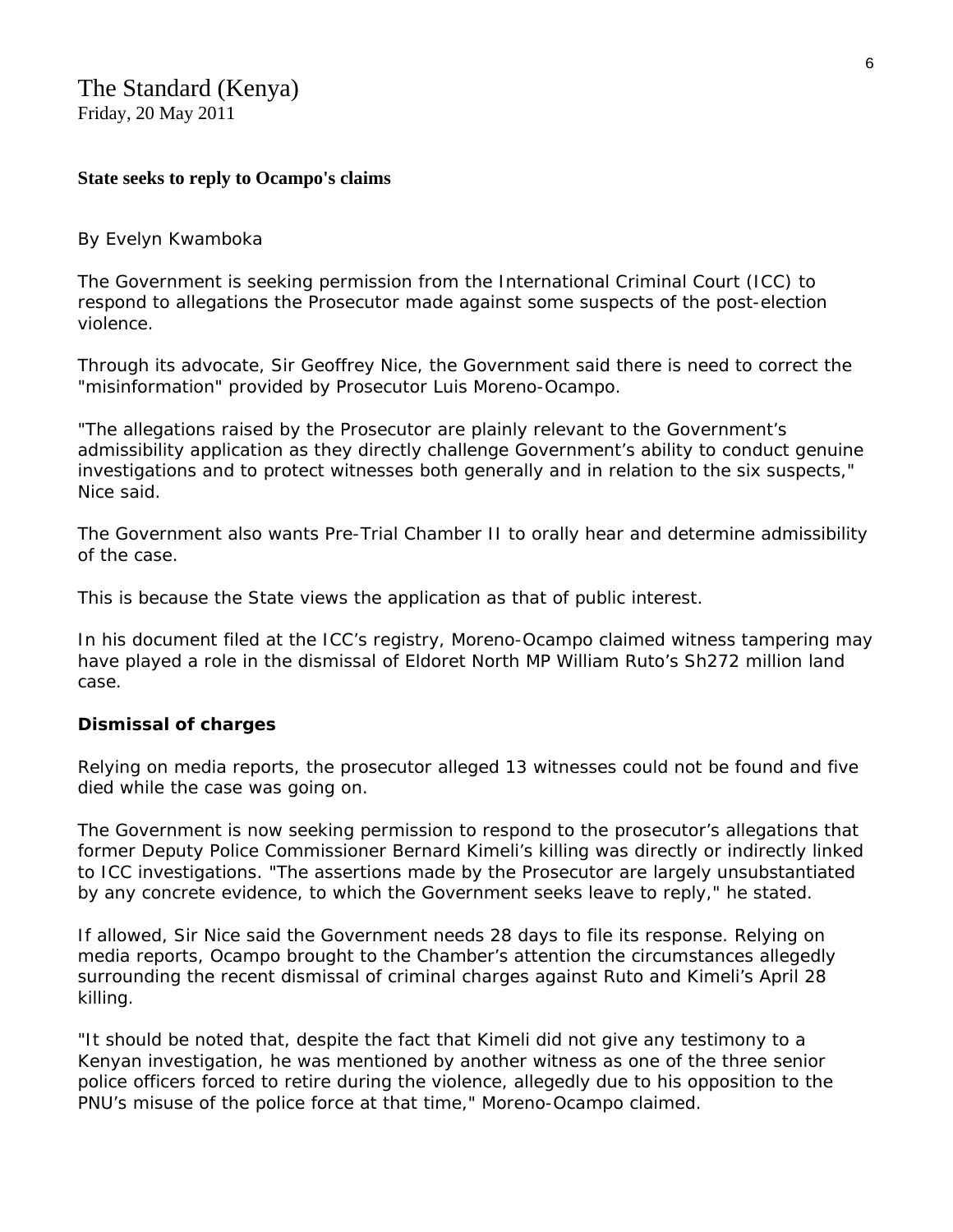The Standard (Kenya)
Friday, 20 May 2011

**State seeks to reply to Ocampo's claims**

By Evelyn Kwamboka

The Government is seeking permission from the International Criminal Court (ICC) to respond to allegations the Prosecutor made against some suspects of the post-election violence.

Through its advocate, Sir Geoffrey Nice, the Government said there is need to correct the "misinformation" provided by Prosecutor Luis Moreno-Ocampo.

"The allegations raised by the Prosecutor are plainly relevant to the Government's admissibility application as they directly challenge Government's ability to conduct genuine investigations and to protect witnesses both generally and in relation to the six suspects," Nice said.

The Government also wants Pre-Trial Chamber II to orally hear and determine admissibility of the case.

This is because the State views the application as that of public interest.

In his document filed at the ICC's registry, Moreno-Ocampo claimed witness tampering may have played a role in the dismissal of Eldoret North MP William Ruto's Sh272 million land case.

**Dismissal of charges**

Relying on media reports, the prosecutor alleged 13 witnesses could not be found and five died while the case was going on.

The Government is now seeking permission to respond to the prosecutor's allegations that former Deputy Police Commissioner Bernard Kimeli's killing was directly or indirectly linked to ICC investigations. "The assertions made by the Prosecutor are largely unsubstantiated by any concrete evidence, to which the Government seeks leave to reply," he stated.

If allowed, Sir Nice said the Government needs 28 days to file its response. Relying on media reports, Ocampo brought to the Chamber's attention the circumstances allegedly surrounding the recent dismissal of criminal charges against Ruto and Kimeli's April 28 killing.

"It should be noted that, despite the fact that Kimeli did not give any testimony to a Kenyan investigation, he was mentioned by another witness as one of the three senior police officers forced to retire during the violence, allegedly due to his opposition to the PNU's misuse of the police force at that time," Moreno-Ocampo claimed.